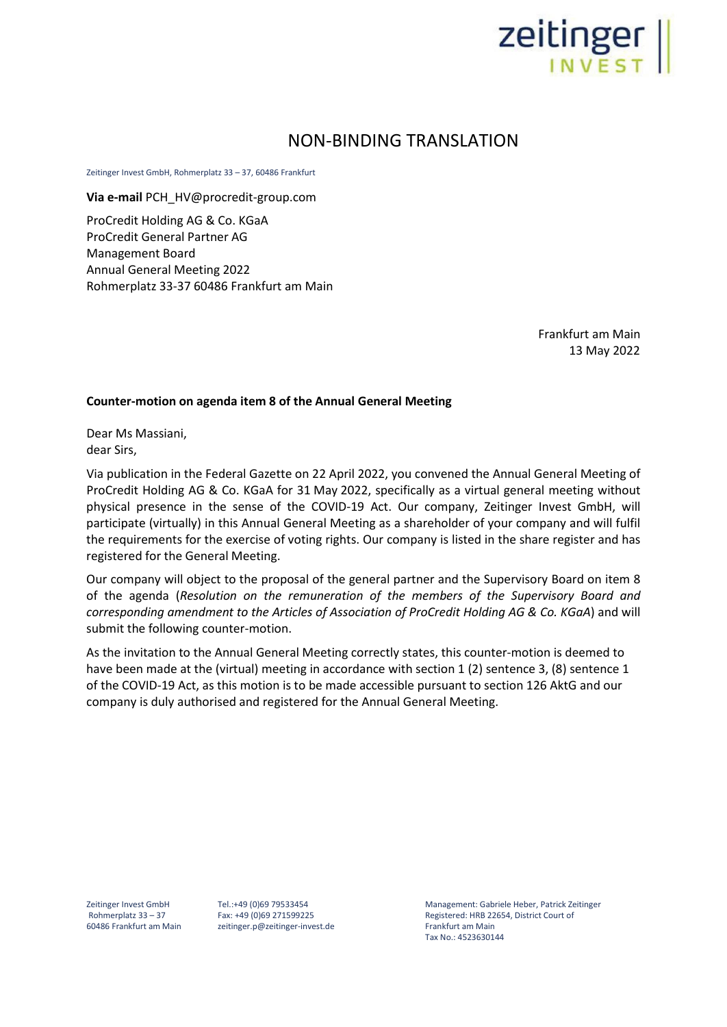zeitinger INVEST

# NON-BINDING TRANSLATION

Zeitinger Invest GmbH, Rohmerplatz 33 – 37, 60486 Frankfurt

**Via e-mail** PCH_HV@procredit-group.com

ProCredit Holding AG & Co. KGaA
ProCredit General Partner AG
Management Board
Annual General Meeting 2022
Rohmerplatz 33-37 60486 Frankfurt am Main

Frankfurt am Main
13 May 2022

**Counter-motion on agenda item 8 of the Annual General Meeting**

Dear Ms Massiani,
dear Sirs,

Via publication in the Federal Gazette on 22 April 2022, you convened the Annual General Meeting of ProCredit Holding AG & Co. KGaA for 31 May 2022, specifically as a virtual general meeting without physical presence in the sense of the COVID-19 Act. Our company, Zeitinger Invest GmbH, will participate (virtually) in this Annual General Meeting as a shareholder of your company and will fulfil the requirements for the exercise of voting rights. Our company is listed in the share register and has registered for the General Meeting.

Our company will object to the proposal of the general partner and the Supervisory Board on item 8 of the agenda (*Resolution on the remuneration of the members of the Supervisory Board and corresponding amendment to the Articles of Association of ProCredit Holding AG & Co. KGaA*) and will submit the following counter-motion.

As the invitation to the Annual General Meeting correctly states, this counter-motion is deemed to have been made at the (virtual) meeting in accordance with section 1 (2) sentence 3, (8) sentence 1 of the COVID-19 Act, as this motion is to be made accessible pursuant to section 126 AktG and our company is duly authorised and registered for the Annual General Meeting.

Zeitinger Invest GmbH
Rohmerplatz 33 – 37
60486 Frankfurt am Main

Tel.:+49 (0)69 79533454
Fax: +49 (0)69 271599225
zeitinger.p@zeitinger-invest.de

Management: Gabriele Heber, Patrick Zeitinger
Registered: HRB 22654, District Court of Frankfurt am Main
Tax No.: 4523630144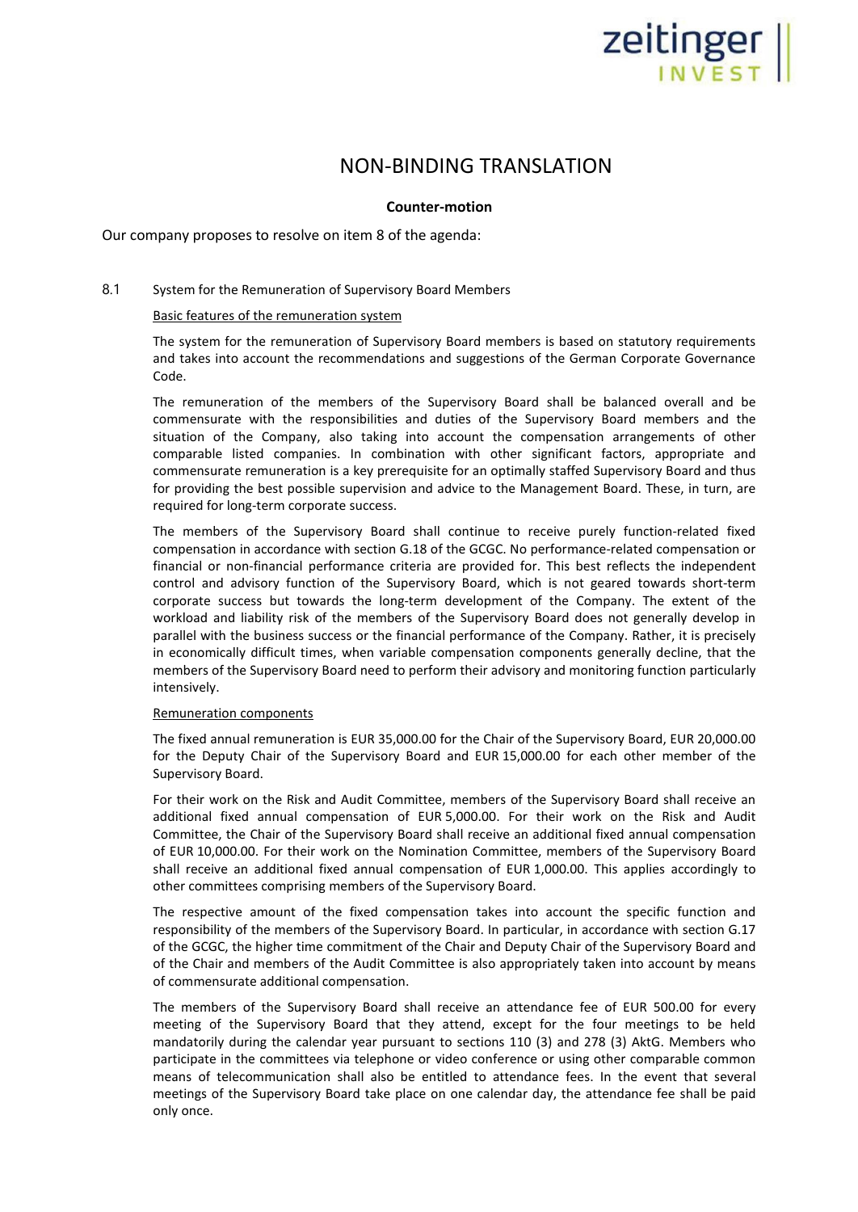# NON-BINDING TRANSLATION

**Counter-motion**

Our company proposes to resolve on item 8 of the agenda:

8.1 System for the Remuneration of Supervisory Board Members

Basic features of the remuneration system

The system for the remuneration of Supervisory Board members is based on statutory requirements and takes into account the recommendations and suggestions of the German Corporate Governance Code.

The remuneration of the members of the Supervisory Board shall be balanced overall and be commensurate with the responsibilities and duties of the Supervisory Board members and the situation of the Company, also taking into account the compensation arrangements of other comparable listed companies. In combination with other significant factors, appropriate and commensurate remuneration is a key prerequisite for an optimally staffed Supervisory Board and thus for providing the best possible supervision and advice to the Management Board. These, in turn, are required for long-term corporate success.

The members of the Supervisory Board shall continue to receive purely function-related fixed compensation in accordance with section G.18 of the GCGC. No performance-related compensation or financial or non-financial performance criteria are provided for. This best reflects the independent control and advisory function of the Supervisory Board, which is not geared towards short-term corporate success but towards the long-term development of the Company. The extent of the workload and liability risk of the members of the Supervisory Board does not generally develop in parallel with the business success or the financial performance of the Company. Rather, it is precisely in economically difficult times, when variable compensation components generally decline, that the members of the Supervisory Board need to perform their advisory and monitoring function particularly intensively.

Remuneration components

The fixed annual remuneration is EUR 35,000.00 for the Chair of the Supervisory Board, EUR 20,000.00 for the Deputy Chair of the Supervisory Board and EUR 15,000.00 for each other member of the Supervisory Board.

For their work on the Risk and Audit Committee, members of the Supervisory Board shall receive an additional fixed annual compensation of EUR 5,000.00. For their work on the Risk and Audit Committee, the Chair of the Supervisory Board shall receive an additional fixed annual compensation of EUR 10,000.00. For their work on the Nomination Committee, members of the Supervisory Board shall receive an additional fixed annual compensation of EUR 1,000.00. This applies accordingly to other committees comprising members of the Supervisory Board.

The respective amount of the fixed compensation takes into account the specific function and responsibility of the members of the Supervisory Board. In particular, in accordance with section G.17 of the GCGC, the higher time commitment of the Chair and Deputy Chair of the Supervisory Board and of the Chair and members of the Audit Committee is also appropriately taken into account by means of commensurate additional compensation.

The members of the Supervisory Board shall receive an attendance fee of EUR 500.00 for every meeting of the Supervisory Board that they attend, except for the four meetings to be held mandatorily during the calendar year pursuant to sections 110 (3) and 278 (3) AktG. Members who participate in the committees via telephone or video conference or using other comparable common means of telecommunication shall also be entitled to attendance fees. In the event that several meetings of the Supervisory Board take place on one calendar day, the attendance fee shall be paid only once.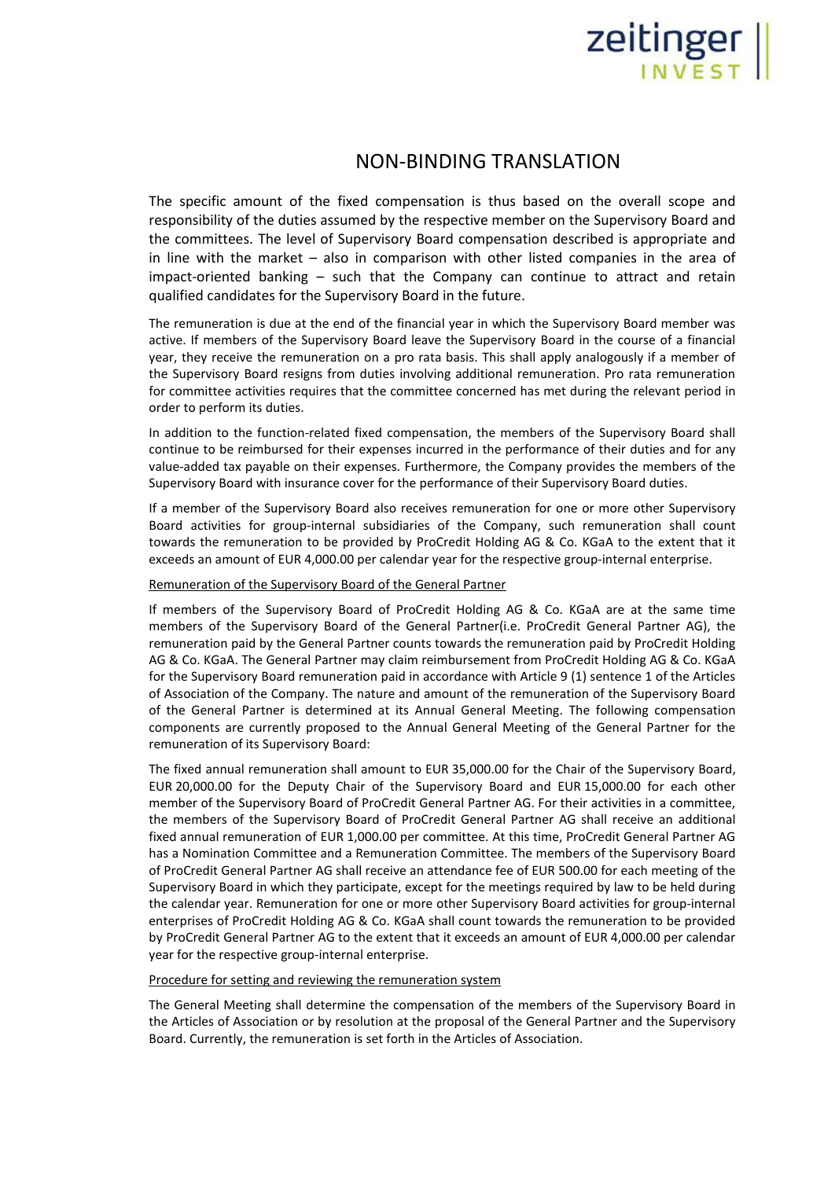NON-BINDING TRANSLATION

The specific amount of the fixed compensation is thus based on the overall scope and responsibility of the duties assumed by the respective member on the Supervisory Board and the committees. The level of Supervisory Board compensation described is appropriate and in line with the market – also in comparison with other listed companies in the area of impact-oriented banking – such that the Company can continue to attract and retain qualified candidates for the Supervisory Board in the future.

The remuneration is due at the end of the financial year in which the Supervisory Board member was active. If members of the Supervisory Board leave the Supervisory Board in the course of a financial year, they receive the remuneration on a pro rata basis. This shall apply analogously if a member of the Supervisory Board resigns from duties involving additional remuneration. Pro rata remuneration for committee activities requires that the committee concerned has met during the relevant period in order to perform its duties.

In addition to the function-related fixed compensation, the members of the Supervisory Board shall continue to be reimbursed for their expenses incurred in the performance of their duties and for any value-added tax payable on their expenses. Furthermore, the Company provides the members of the Supervisory Board with insurance cover for the performance of their Supervisory Board duties.

If a member of the Supervisory Board also receives remuneration for one or more other Supervisory Board activities for group-internal subsidiaries of the Company, such remuneration shall count towards the remuneration to be provided by ProCredit Holding AG & Co. KGaA to the extent that it exceeds an amount of EUR 4,000.00 per calendar year for the respective group-internal enterprise.

Remuneration of the Supervisory Board of the General Partner

If members of the Supervisory Board of ProCredit Holding AG & Co. KGaA are at the same time members of the Supervisory Board of the General Partner(i.e. ProCredit General Partner AG), the remuneration paid by the General Partner counts towards the remuneration paid by ProCredit Holding AG & Co. KGaA. The General Partner may claim reimbursement from ProCredit Holding AG & Co. KGaA for the Supervisory Board remuneration paid in accordance with Article 9 (1) sentence 1 of the Articles of Association of the Company. The nature and amount of the remuneration of the Supervisory Board of the General Partner is determined at its Annual General Meeting. The following compensation components are currently proposed to the Annual General Meeting of the General Partner for the remuneration of its Supervisory Board:

The fixed annual remuneration shall amount to EUR 35,000.00 for the Chair of the Supervisory Board, EUR 20,000.00 for the Deputy Chair of the Supervisory Board and EUR 15,000.00 for each other member of the Supervisory Board of ProCredit General Partner AG. For their activities in a committee, the members of the Supervisory Board of ProCredit General Partner AG shall receive an additional fixed annual remuneration of EUR 1,000.00 per committee. At this time, ProCredit General Partner AG has a Nomination Committee and a Remuneration Committee. The members of the Supervisory Board of ProCredit General Partner AG shall receive an attendance fee of EUR 500.00 for each meeting of the Supervisory Board in which they participate, except for the meetings required by law to be held during the calendar year. Remuneration for one or more other Supervisory Board activities for group-internal enterprises of ProCredit Holding AG & Co. KGaA shall count towards the remuneration to be provided by ProCredit General Partner AG to the extent that it exceeds an amount of EUR 4,000.00 per calendar year for the respective group-internal enterprise.

Procedure for setting and reviewing the remuneration system

The General Meeting shall determine the compensation of the members of the Supervisory Board in the Articles of Association or by resolution at the proposal of the General Partner and the Supervisory Board. Currently, the remuneration is set forth in the Articles of Association.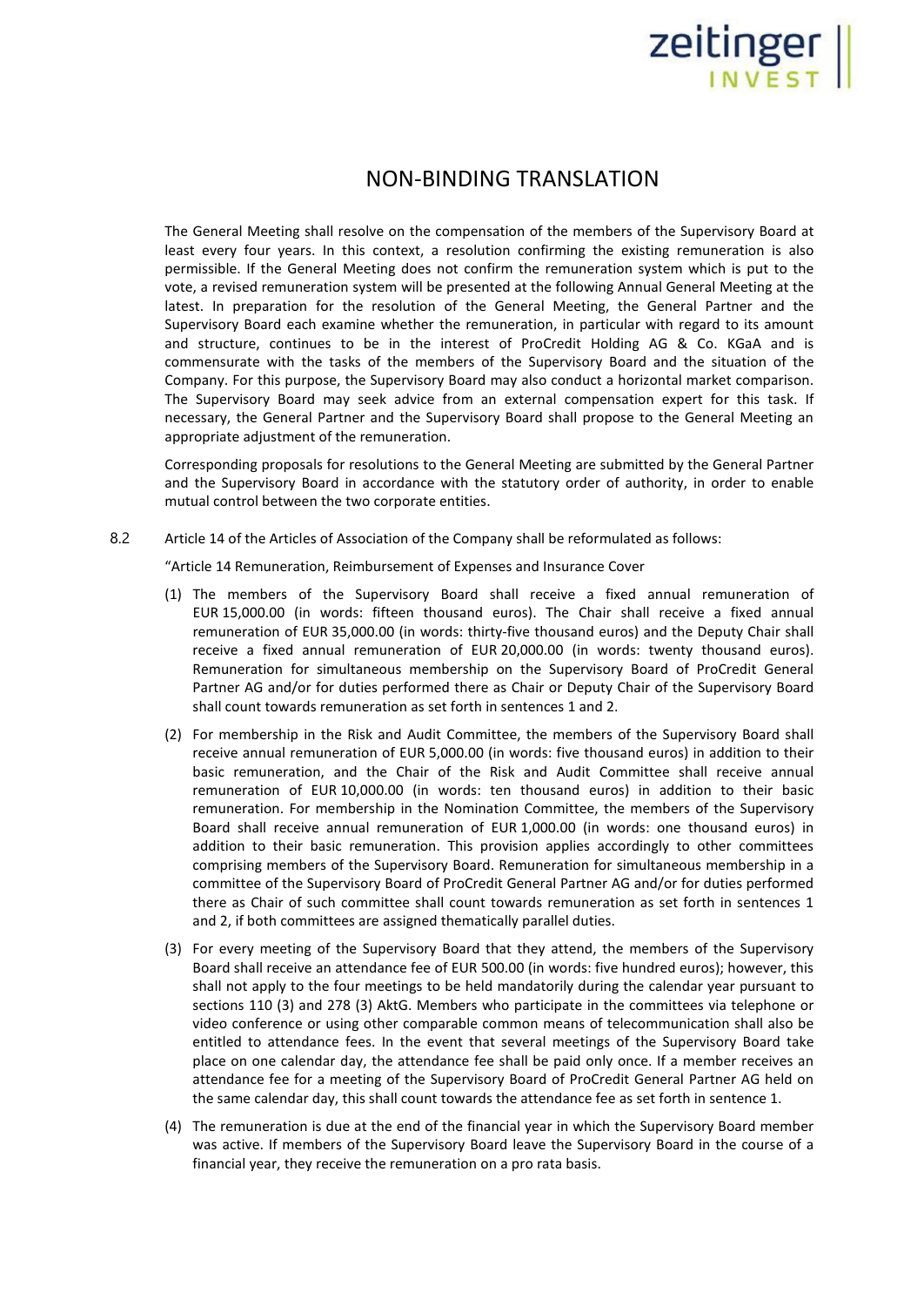# NON-BINDING TRANSLATION

The General Meeting shall resolve on the compensation of the members of the Supervisory Board at least every four years. In this context, a resolution confirming the existing remuneration is also permissible. If the General Meeting does not confirm the remuneration system which is put to the vote, a revised remuneration system will be presented at the following Annual General Meeting at the latest. In preparation for the resolution of the General Meeting, the General Partner and the Supervisory Board each examine whether the remuneration, in particular with regard to its amount and structure, continues to be in the interest of ProCredit Holding AG & Co. KGaA and is commensurate with the tasks of the members of the Supervisory Board and the situation of the Company. For this purpose, the Supervisory Board may also conduct a horizontal market comparison. The Supervisory Board may seek advice from an external compensation expert for this task. If necessary, the General Partner and the Supervisory Board shall propose to the General Meeting an appropriate adjustment of the remuneration.

Corresponding proposals for resolutions to the General Meeting are submitted by the General Partner and the Supervisory Board in accordance with the statutory order of authority, in order to enable mutual control between the two corporate entities.

8.2 Article 14 of the Articles of Association of the Company shall be reformulated as follows:

"Article 14 Remuneration, Reimbursement of Expenses and Insurance Cover

(1) The members of the Supervisory Board shall receive a fixed annual remuneration of EUR 15,000.00 (in words: fifteen thousand euros). The Chair shall receive a fixed annual remuneration of EUR 35,000.00 (in words: thirty-five thousand euros) and the Deputy Chair shall receive a fixed annual remuneration of EUR 20,000.00 (in words: twenty thousand euros). Remuneration for simultaneous membership on the Supervisory Board of ProCredit General Partner AG and/or for duties performed there as Chair or Deputy Chair of the Supervisory Board shall count towards remuneration as set forth in sentences 1 and 2.

(2) For membership in the Risk and Audit Committee, the members of the Supervisory Board shall receive annual remuneration of EUR 5,000.00 (in words: five thousand euros) in addition to their basic remuneration, and the Chair of the Risk and Audit Committee shall receive annual remuneration of EUR 10,000.00 (in words: ten thousand euros) in addition to their basic remuneration. For membership in the Nomination Committee, the members of the Supervisory Board shall receive annual remuneration of EUR 1,000.00 (in words: one thousand euros) in addition to their basic remuneration. This provision applies accordingly to other committees comprising members of the Supervisory Board. Remuneration for simultaneous membership in a committee of the Supervisory Board of ProCredit General Partner AG and/or for duties performed there as Chair of such committee shall count towards remuneration as set forth in sentences 1 and 2, if both committees are assigned thematically parallel duties.

(3) For every meeting of the Supervisory Board that they attend, the members of the Supervisory Board shall receive an attendance fee of EUR 500.00 (in words: five hundred euros); however, this shall not apply to the four meetings to be held mandatorily during the calendar year pursuant to sections 110 (3) and 278 (3) AktG. Members who participate in the committees via telephone or video conference or using other comparable common means of telecommunication shall also be entitled to attendance fees. In the event that several meetings of the Supervisory Board take place on one calendar day, the attendance fee shall be paid only once. If a member receives an attendance fee for a meeting of the Supervisory Board of ProCredit General Partner AG held on the same calendar day, this shall count towards the attendance fee as set forth in sentence 1.

(4) The remuneration is due at the end of the financial year in which the Supervisory Board member was active. If members of the Supervisory Board leave the Supervisory Board in the course of a financial year, they receive the remuneration on a pro rata basis.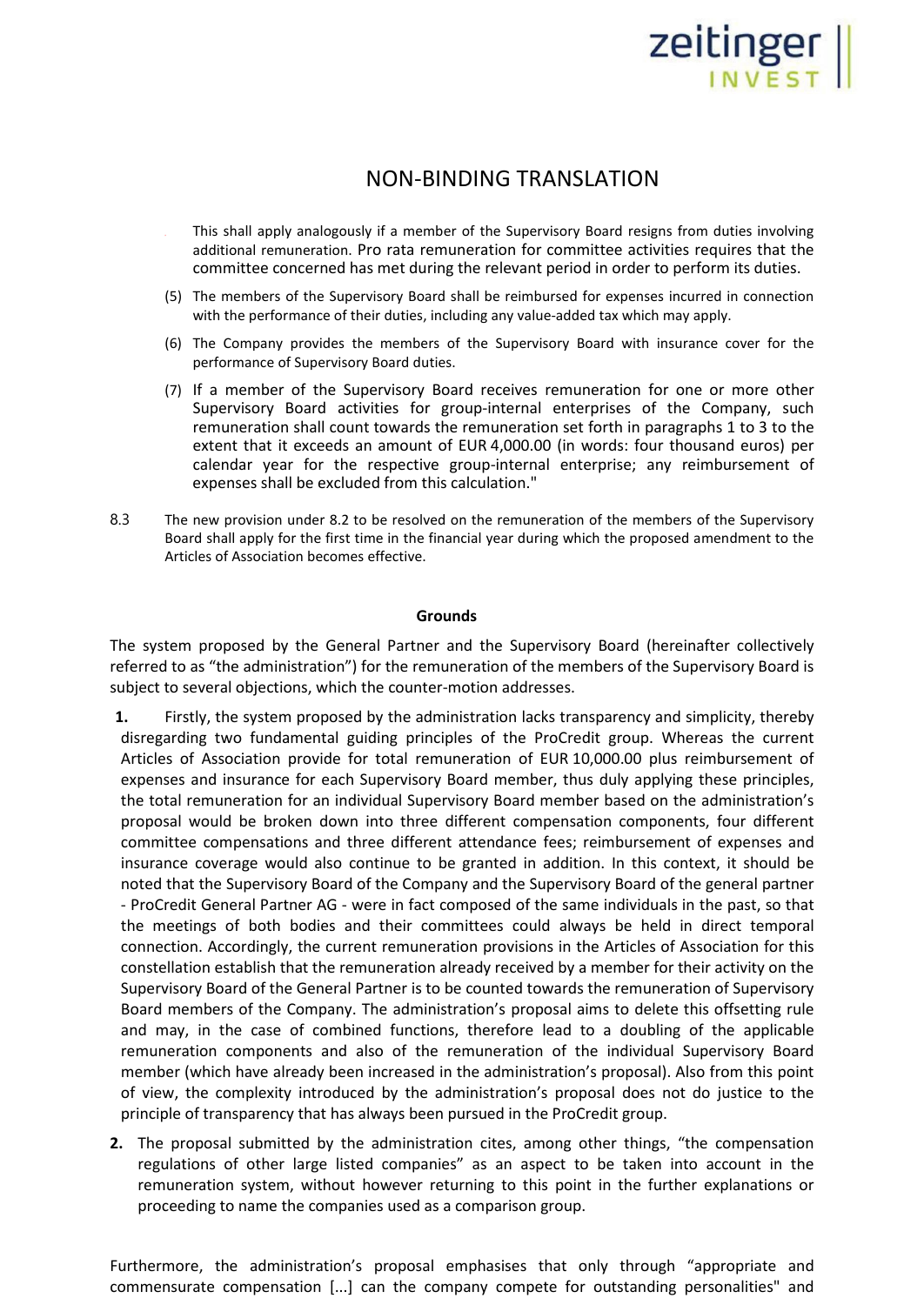# NON-BINDING TRANSLATION

This shall apply analogously if a member of the Supervisory Board resigns from duties involving additional remuneration. Pro rata remuneration for committee activities requires that the committee concerned has met during the relevant period in order to perform its duties.

(5) The members of the Supervisory Board shall be reimbursed for expenses incurred in connection with the performance of their duties, including any value-added tax which may apply.

(6) The Company provides the members of the Supervisory Board with insurance cover for the performance of Supervisory Board duties.

(7) If a member of the Supervisory Board receives remuneration for one or more other Supervisory Board activities for group-internal enterprises of the Company, such remuneration shall count towards the remuneration set forth in paragraphs 1 to 3 to the extent that it exceeds an amount of EUR 4,000.00 (in words: four thousand euros) per calendar year for the respective group-internal enterprise; any reimbursement of expenses shall be excluded from this calculation."

8.3 The new provision under 8.2 to be resolved on the remuneration of the members of the Supervisory Board shall apply for the first time in the financial year during which the proposed amendment to the Articles of Association becomes effective.

**Grounds**

The system proposed by the General Partner and the Supervisory Board (hereinafter collectively referred to as "the administration") for the remuneration of the members of the Supervisory Board is subject to several objections, which the counter-motion addresses.

**1.** Firstly, the system proposed by the administration lacks transparency and simplicity, thereby disregarding two fundamental guiding principles of the ProCredit group. Whereas the current Articles of Association provide for total remuneration of EUR 10,000.00 plus reimbursement of expenses and insurance for each Supervisory Board member, thus duly applying these principles, the total remuneration for an individual Supervisory Board member based on the administration's proposal would be broken down into three different compensation components, four different committee compensations and three different attendance fees; reimbursement of expenses and insurance coverage would also continue to be granted in addition. In this context, it should be noted that the Supervisory Board of the Company and the Supervisory Board of the general partner - ProCredit General Partner AG - were in fact composed of the same individuals in the past, so that the meetings of both bodies and their committees could always be held in direct temporal connection. Accordingly, the current remuneration provisions in the Articles of Association for this constellation establish that the remuneration already received by a member for their activity on the Supervisory Board of the General Partner is to be counted towards the remuneration of Supervisory Board members of the Company. The administration's proposal aims to delete this offsetting rule and may, in the case of combined functions, therefore lead to a doubling of the applicable remuneration components and also of the remuneration of the individual Supervisory Board member (which have already been increased in the administration's proposal). Also from this point of view, the complexity introduced by the administration's proposal does not do justice to the principle of transparency that has always been pursued in the ProCredit group.

**2.** The proposal submitted by the administration cites, among other things, "the compensation regulations of other large listed companies" as an aspect to be taken into account in the remuneration system, without however returning to this point in the further explanations or proceeding to name the companies used as a comparison group.

Furthermore, the administration's proposal emphasises that only through "appropriate and commensurate compensation [...] can the company compete for outstanding personalities" and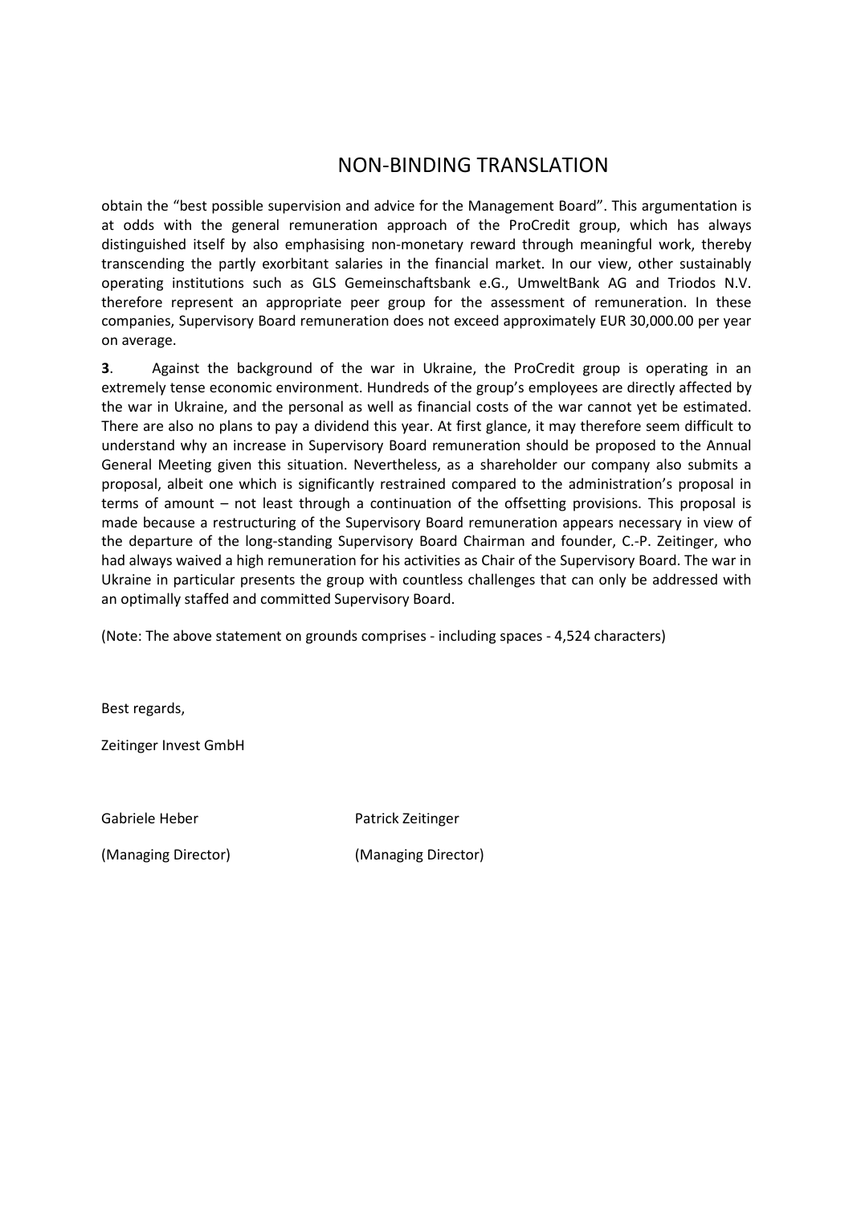# NON-BINDING TRANSLATION

obtain the "best possible supervision and advice for the Management Board". This argumentation is at odds with the general remuneration approach of the ProCredit group, which has always distinguished itself by also emphasising non-monetary reward through meaningful work, thereby transcending the partly exorbitant salaries in the financial market. In our view, other sustainably operating institutions such as GLS Gemeinschaftsbank e.G., UmweltBank AG and Triodos N.V. therefore represent an appropriate peer group for the assessment of remuneration. In these companies, Supervisory Board remuneration does not exceed approximately EUR 30,000.00 per year on average.

**3**. Against the background of the war in Ukraine, the ProCredit group is operating in an extremely tense economic environment. Hundreds of the group's employees are directly affected by the war in Ukraine, and the personal as well as financial costs of the war cannot yet be estimated. There are also no plans to pay a dividend this year. At first glance, it may therefore seem difficult to understand why an increase in Supervisory Board remuneration should be proposed to the Annual General Meeting given this situation. Nevertheless, as a shareholder our company also submits a proposal, albeit one which is significantly restrained compared to the administration's proposal in terms of amount – not least through a continuation of the offsetting provisions. This proposal is made because a restructuring of the Supervisory Board remuneration appears necessary in view of the departure of the long-standing Supervisory Board Chairman and founder, C.-P. Zeitinger, who had always waived a high remuneration for his activities as Chair of the Supervisory Board. The war in Ukraine in particular presents the group with countless challenges that can only be addressed with an optimally staffed and committed Supervisory Board.

(Note: The above statement on grounds comprises - including spaces - 4,524 characters)

Best regards,

Zeitinger Invest GmbH

Gabriele Heber (Managing Director)

Patrick Zeitinger (Managing Director)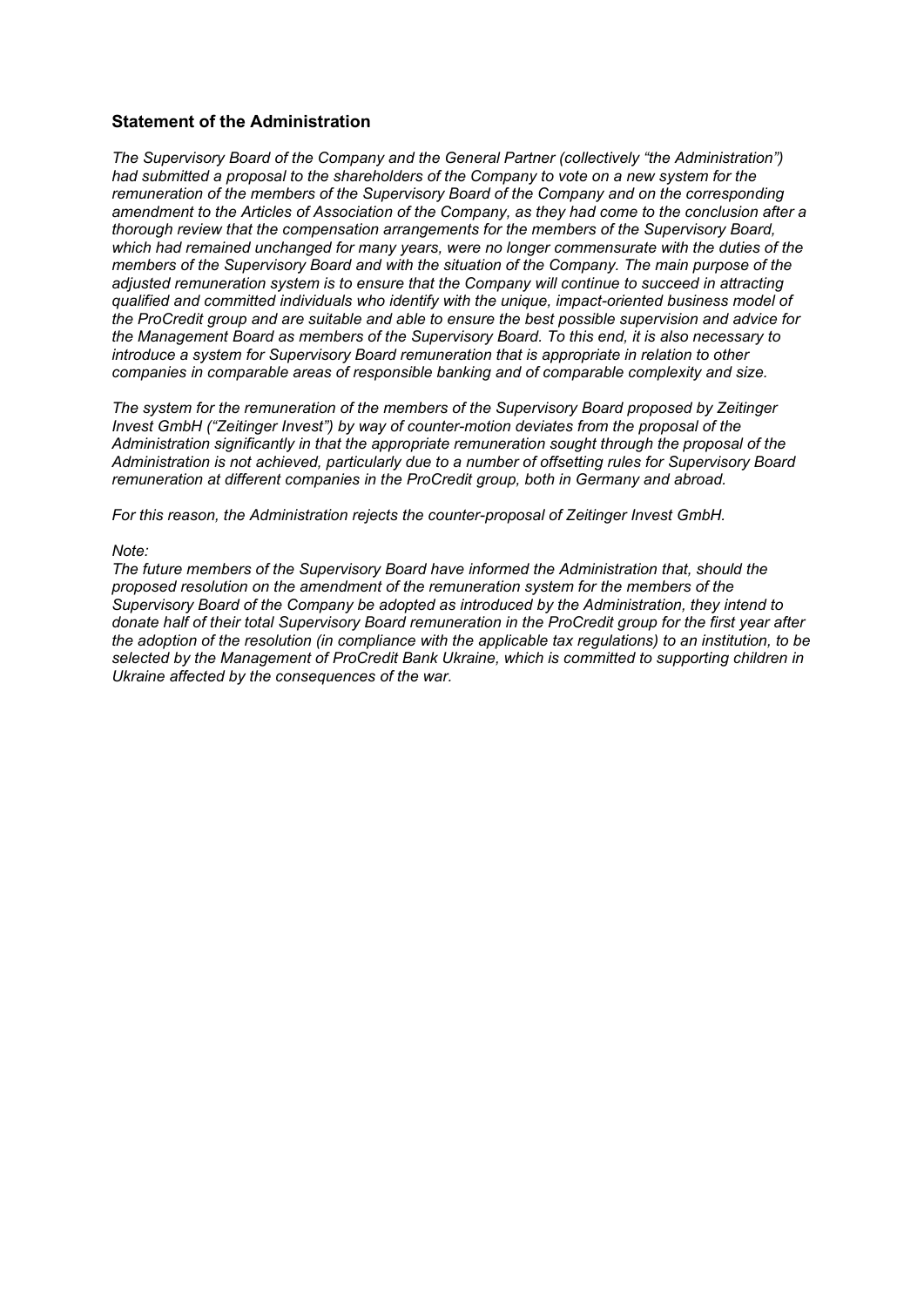## Statement of the Administration

*The Supervisory Board of the Company and the General Partner (collectively "the Administration") had submitted a proposal to the shareholders of the Company to vote on a new system for the remuneration of the members of the Supervisory Board of the Company and on the corresponding amendment to the Articles of Association of the Company, as they had come to the conclusion after a thorough review that the compensation arrangements for the members of the Supervisory Board, which had remained unchanged for many years, were no longer commensurate with the duties of the members of the Supervisory Board and with the situation of the Company. The main purpose of the adjusted remuneration system is to ensure that the Company will continue to succeed in attracting qualified and committed individuals who identify with the unique, impact-oriented business model of the ProCredit group and are suitable and able to ensure the best possible supervision and advice for the Management Board as members of the Supervisory Board. To this end, it is also necessary to introduce a system for Supervisory Board remuneration that is appropriate in relation to other companies in comparable areas of responsible banking and of comparable complexity and size.*

*The system for the remuneration of the members of the Supervisory Board proposed by Zeitinger Invest GmbH ("Zeitinger Invest") by way of counter-motion deviates from the proposal of the Administration significantly in that the appropriate remuneration sought through the proposal of the Administration is not achieved, particularly due to a number of offsetting rules for Supervisory Board remuneration at different companies in the ProCredit group, both in Germany and abroad.*

*For this reason, the Administration rejects the counter-proposal of Zeitinger Invest GmbH.*

*Note:*
*The future members of the Supervisory Board have informed the Administration that, should the proposed resolution on the amendment of the remuneration system for the members of the Supervisory Board of the Company be adopted as introduced by the Administration, they intend to donate half of their total Supervisory Board remuneration in the ProCredit group for the first year after the adoption of the resolution (in compliance with the applicable tax regulations) to an institution, to be selected by the Management of ProCredit Bank Ukraine, which is committed to supporting children in Ukraine affected by the consequences of the war.*